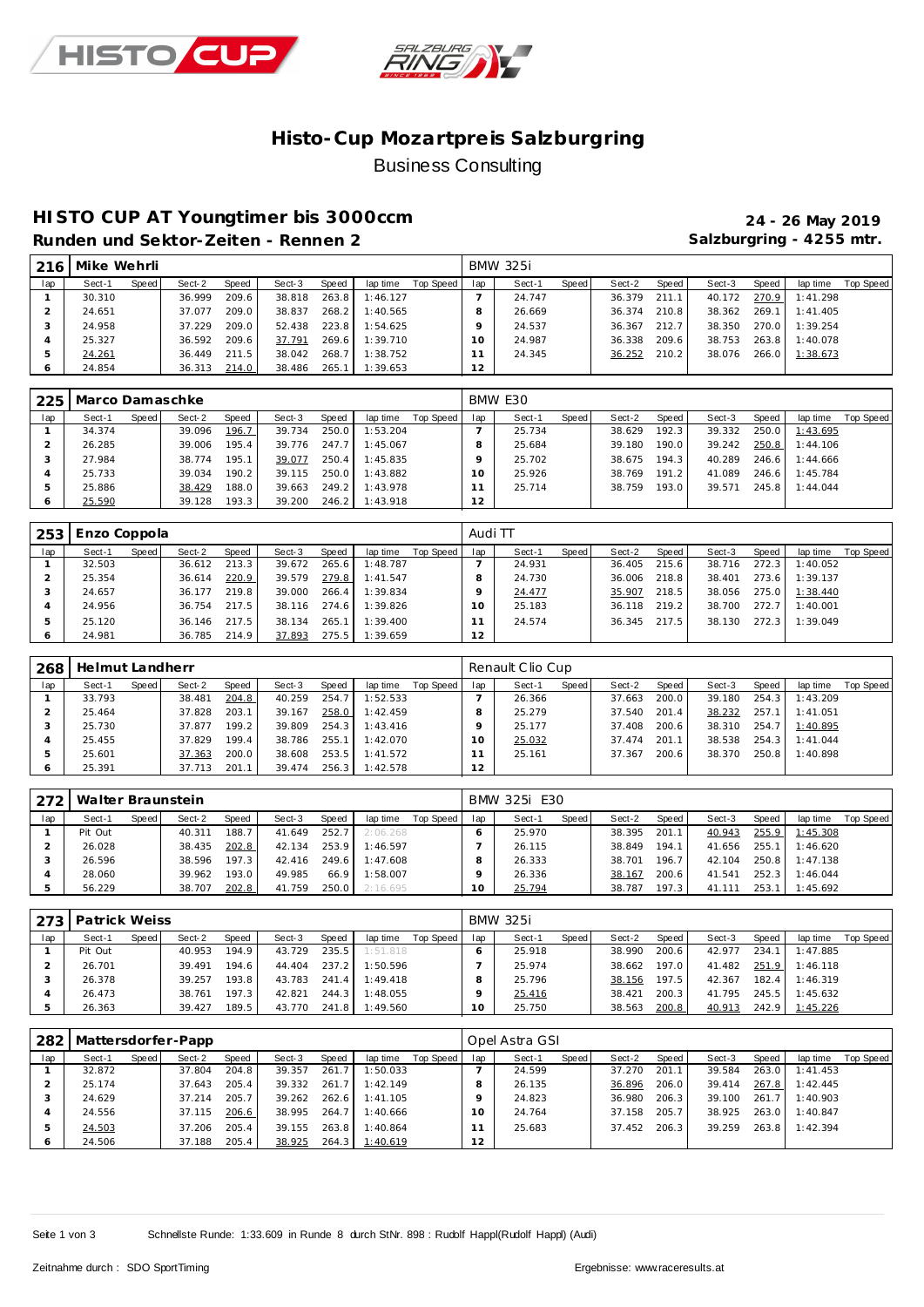# Histo-Cup Mozartpreis Salzburgring

Business Consulting

## HISTO CUP AT Youngtimer bis 3000ccm

**24 - 26 May 2019**

### Runden und Sektor-Zeiten - Rennen 2

**Salzburgring - 4255 mtr.**

| 216 | Mike Wehrli | | | | | | | | BMW 325i | | | | | | | | |
|---|---|---|---|---|---|---|---|---|---|---|---|---|---|---|---|---|---|
| lap | Sect-1 | Speed | Sect-2 | Speed | Sect-3 | Speed | lap time | Top Speed | lap | Sect-1 | Speed | Sect-2 | Speed | Sect-3 | Speed | lap time | Top Speed |
| 1 | 30.310 | | 36.999 | 209.6 | 38.818 | 263.8 | 1:46.127 | | 7 | 24.747 | | 36.379 | 211.1 | 40.172 | 270.9 | 1:41.298 | |
| 2 | 24.651 | | 37.077 | 209.0 | 38.837 | 268.2 | 1:40.565 | | 8 | 26.669 | | 36.374 | 210.8 | 38.362 | 269.1 | 1:41.405 | |
| 3 | 24.958 | | 37.229 | 209.0 | 52.438 | 223.8 | 1:54.625 | | 9 | 24.537 | | 36.367 | 212.7 | 38.350 | 270.0 | 1:39.254 | |
| 4 | 25.327 | | 36.592 | 209.6 | 37.791 | 269.6 | 1:39.710 | | 10 | 24.987 | | 36.338 | 209.6 | 38.753 | 263.8 | 1:40.078 | |
| 5 | 24.261 | | 36.449 | 211.5 | 38.042 | 268.7 | 1:38.752 | | 11 | 24.345 | | 36.252 | 210.2 | 38.076 | 266.0 | 1:38.673 | |
| 6 | 24.854 | | 36.313 | 214.0 | 38.486 | 265.1 | 1:39.653 | | 12 | | | | | | | | |

| 225 | Marco Damaschke | | | | | | | | BMW E30 | | | | | | | | |
|---|---|---|---|---|---|---|---|---|---|---|---|---|---|---|---|---|---|
| lap | Sect-1 | Speed | Sect-2 | Speed | Sect-3 | Speed | lap time | Top Speed | lap | Sect-1 | Speed | Sect-2 | Speed | Sect-3 | Speed | lap time | Top Speed |
| 1 | 34.374 | | 39.096 | 196.7 | 39.734 | 250.0 | 1:53.204 | | 7 | 25.734 | | 38.629 | 192.3 | 39.332 | 250.0 | 1:43.695 | |
| 2 | 26.285 | | 39.006 | 195.4 | 39.776 | 247.7 | 1:45.067 | | 8 | 25.684 | | 39.180 | 190.0 | 39.242 | 250.8 | 1:44.106 | |
| 3 | 27.984 | | 38.774 | 195.1 | 39.077 | 250.4 | 1:45.835 | | 9 | 25.702 | | 38.675 | 194.3 | 40.289 | 246.6 | 1:44.666 | |
| 4 | 25.733 | | 39.034 | 190.2 | 39.115 | 250.0 | 1:43.882 | | 10 | 25.926 | | 38.769 | 191.2 | 41.089 | 246.6 | 1:45.784 | |
| 5 | 25.886 | | 38.429 | 188.0 | 39.663 | 249.2 | 1:43.978 | | 11 | 25.714 | | 38.759 | 193.0 | 39.571 | 245.8 | 1:44.044 | |
| 6 | 25.590 | | 39.128 | 193.3 | 39.200 | 246.2 | 1:43.918 | | 12 | | | | | | | | |

| 253 | Enzo Coppola | | | | | | | | Audi TT | | | | | | | | |
|---|---|---|---|---|---|---|---|---|---|---|---|---|---|---|---|---|---|
| lap | Sect-1 | Speed | Sect-2 | Speed | Sect-3 | Speed | lap time | Top Speed | lap | Sect-1 | Speed | Sect-2 | Speed | Sect-3 | Speed | lap time | Top Speed |
| 1 | 32.503 | | 36.612 | 213.3 | 39.672 | 265.6 | 1:48.787 | | 7 | 24.931 | | 36.405 | 215.6 | 38.716 | 272.3 | 1:40.052 | |
| 2 | 25.354 | | 36.614 | 220.9 | 39.579 | 279.8 | 1:41.547 | | 8 | 24.730 | | 36.006 | 218.8 | 38.401 | 273.6 | 1:39.137 | |
| 3 | 24.657 | | 36.177 | 219.8 | 39.000 | 266.4 | 1:39.834 | | 9 | 24.477 | | 35.907 | 218.5 | 38.056 | 275.0 | 1:38.440 | |
| 4 | 24.956 | | 36.754 | 217.5 | 38.116 | 274.6 | 1:39.826 | | 10 | 25.183 | | 36.118 | 219.2 | 38.700 | 272.7 | 1:40.001 | |
| 5 | 25.120 | | 36.146 | 217.5 | 38.134 | 265.1 | 1:39.400 | | 11 | 24.574 | | 36.345 | 217.5 | 38.130 | 272.3 | 1:39.049 | |
| 6 | 24.981 | | 36.785 | 214.9 | 37.893 | 275.5 | 1:39.659 | | 12 | | | | | | | | |

| 268 | Helmut Landherr | | | | | | | | Renault Clio Cup | | | | | | | | |
|---|---|---|---|---|---|---|---|---|---|---|---|---|---|---|---|---|---|
| lap | Sect-1 | Speed | Sect-2 | Speed | Sect-3 | Speed | lap time | Top Speed | lap | Sect-1 | Speed | Sect-2 | Speed | Sect-3 | Speed | lap time | Top Speed |
| 1 | 33.793 | | 38.481 | 204.8 | 40.259 | 254.7 | 1:52.533 | | 7 | 26.366 | | 37.663 | 200.0 | 39.180 | 254.3 | 1:43.209 | |
| 2 | 25.464 | | 37.828 | 203.1 | 39.167 | 258.0 | 1:42.459 | | 8 | 25.279 | | 37.540 | 201.4 | 38.232 | 257.1 | 1:41.051 | |
| 3 | 25.730 | | 37.877 | 199.2 | 39.809 | 254.3 | 1:43.416 | | 9 | 25.177 | | 37.408 | 200.6 | 38.310 | 254.7 | 1:40.895 | |
| 4 | 25.455 | | 37.829 | 199.4 | 38.786 | 255.1 | 1:42.070 | | 10 | 25.032 | | 37.474 | 201.1 | 38.538 | 254.3 | 1:41.044 | |
| 5 | 25.601 | | 37.363 | 200.0 | 38.608 | 253.5 | 1:41.572 | | 11 | 25.161 | | 37.367 | 200.6 | 38.370 | 250.8 | 1:40.898 | |
| 6 | 25.391 | | 37.713 | 201.1 | 39.474 | 256.3 | 1:42.578 | | 12 | | | | | | | | |

| 272 | Walter Braunstein | | | | | | | | BMW 325i E30 | | | | | | | | |
|---|---|---|---|---|---|---|---|---|---|---|---|---|---|---|---|---|---|
| lap | Sect-1 | Speed | Sect-2 | Speed | Sect-3 | Speed | lap time | Top Speed | lap | Sect-1 | Speed | Sect-2 | Speed | Sect-3 | Speed | lap time | Top Speed |
| 1 | Pit Out | | 40.311 | 188.7 | 41.649 | 252.7 | 2:06.268 | | 6 | 25.970 | | 38.395 | 201.1 | 40.943 | 255.9 | 1:45.308 | |
| 2 | 26.028 | | 38.435 | 202.8 | 42.134 | 253.9 | 1:46.597 | | 7 | 26.115 | | 38.849 | 194.1 | 41.656 | 255.1 | 1:46.620 | |
| 3 | 26.596 | | 38.596 | 197.3 | 42.416 | 249.6 | 1:47.608 | | 8 | 26.333 | | 38.701 | 196.7 | 42.104 | 250.8 | 1:47.138 | |
| 4 | 28.060 | | 39.962 | 193.0 | 49.985 | 66.9 | 1:58.007 | | 9 | 26.336 | | 38.167 | 200.6 | 41.541 | 252.3 | 1:46.044 | |
| 5 | 56.229 | | 38.707 | 202.8 | 41.759 | 250.0 | 2:16.695 | | 10 | 25.794 | | 38.787 | 197.3 | 41.111 | 253.1 | 1:45.692 | |

| 273 | Patrick Weiss | | | | | | | | BMW 325i | | | | | | | | |
|---|---|---|---|---|---|---|---|---|---|---|---|---|---|---|---|---|---|
| lap | Sect-1 | Speed | Sect-2 | Speed | Sect-3 | Speed | lap time | Top Speed | lap | Sect-1 | Speed | Sect-2 | Speed | Sect-3 | Speed | lap time | Top Speed |
| 1 | Pit Out | | 40.953 | 194.9 | 43.729 | 235.5 | 1:51.818 | | 6 | 25.918 | | 38.990 | 200.6 | 42.977 | 234.1 | 1:47.885 | |
| 2 | 26.701 | | 39.491 | 194.6 | 44.404 | 237.2 | 1:50.596 | | 7 | 25.974 | | 38.662 | 197.0 | 41.482 | 251.9 | 1:46.118 | |
| 3 | 26.378 | | 39.257 | 193.8 | 43.783 | 241.4 | 1:49.418 | | 8 | 25.796 | | 38.156 | 197.5 | 42.367 | 182.4 | 1:46.319 | |
| 4 | 26.473 | | 38.761 | 197.3 | 42.821 | 244.3 | 1:48.055 | | 9 | 25.416 | | 38.421 | 200.3 | 41.795 | 245.5 | 1:45.632 | |
| 5 | 26.363 | | 39.427 | 189.5 | 43.770 | 241.8 | 1:49.560 | | 10 | 25.750 | | 38.563 | 200.8 | 40.913 | 242.9 | 1:45.226 | |

| 282 | Mattersdorfer-Papp | | | | | | | | Opel Astra GSI | | | | | | | | |
|---|---|---|---|---|---|---|---|---|---|---|---|---|---|---|---|---|---|
| lap | Sect-1 | Speed | Sect-2 | Speed | Sect-3 | Speed | lap time | Top Speed | lap | Sect-1 | Speed | Sect-2 | Speed | Sect-3 | Speed | lap time | Top Speed |
| 1 | 32.872 | | 37.804 | 204.8 | 39.357 | 261.7 | 1:50.033 | | 7 | 24.599 | | 37.270 | 201.1 | 39.584 | 263.0 | 1:41.453 | |
| 2 | 25.174 | | 37.643 | 205.4 | 39.332 | 261.7 | 1:42.149 | | 8 | 26.135 | | 36.896 | 206.0 | 39.414 | 267.8 | 1:42.445 | |
| 3 | 24.629 | | 37.214 | 205.7 | 39.262 | 262.6 | 1:41.105 | | 9 | 24.823 | | 36.980 | 206.3 | 39.100 | 261.7 | 1:40.903 | |
| 4 | 24.556 | | 37.115 | 206.6 | 38.995 | 264.7 | 1:40.666 | | 10 | 24.764 | | 37.158 | 205.7 | 38.925 | 263.0 | 1:40.847 | |
| 5 | 24.503 | | 37.206 | 205.4 | 39.155 | 263.8 | 1:40.864 | | 11 | 25.683 | | 37.452 | 206.3 | 39.259 | 263.8 | 1:42.394 | |
| 6 | 24.506 | | 37.188 | 205.4 | 38.925 | 264.3 | 1:40.619 | | 12 | | | | | | | | |

Schnellste Runde: 1:33.609 in Runde 8 durch StNr. 898 : Rudolf Happl(Rudolf Happl) (Audi)

Zeitnahme durch : SDO SportTiming

Ergebnisse: www.raceresults.at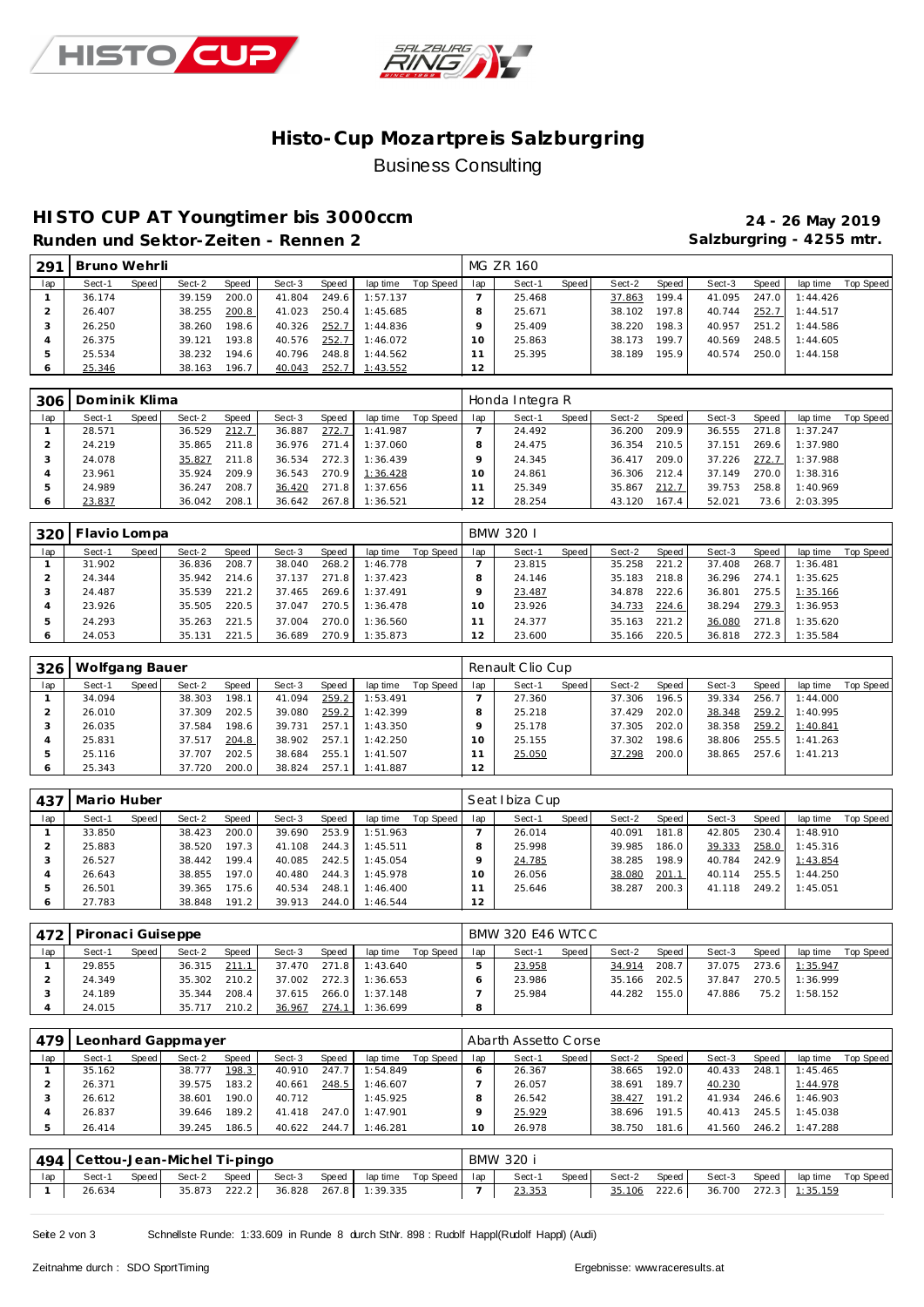# Histo-Cup Mozartpreis Salzburgring

Business Consulting

## HISTO CUP AT Youngtimer bis 3000ccm

**Runden und Sektor-Zeiten - Rennen 2**

**24 - 26 May 2019**

**Salzburgring - 4255 mtr.**

| 291 | Bruno Wehrli | | | | | | | | | MG ZR 160 | | | | | | | | |
|---|---|---|---|---|---|---|---|---|---|---|---|---|---|---|---|---|---|---|
| lap | Sect-1 | Speed | Sect-2 | Speed | Sect-3 | Speed | lap time | Top Speed | lap | Sect-1 | Speed | Sect-2 | Speed | Sect-3 | Speed | lap time | Top Speed |
| 1 | 36.174 | | 39.159 | 200.0 | 41.804 | 249.6 | 1:57.137 | | 7 | 25.468 | | 37.863 | 199.4 | 41.095 | 247.0 | 1:44.426 | |
| 2 | 26.407 | | 38.255 | 200.8 | 41.023 | 250.4 | 1:45.685 | | 8 | 25.671 | | 38.102 | 197.8 | 40.744 | 252.7 | 1:44.517 | |
| 3 | 26.250 | | 38.260 | 198.6 | 40.326 | 252.7 | 1:44.836 | | 9 | 25.409 | | 38.220 | 198.3 | 40.957 | 251.2 | 1:44.586 | |
| 4 | 26.375 | | 39.121 | 193.8 | 40.576 | 252.7 | 1:46.072 | | 10 | 25.863 | | 38.173 | 199.7 | 40.569 | 248.5 | 1:44.605 | |
| 5 | 25.534 | | 38.232 | 194.6 | 40.796 | 248.8 | 1:44.562 | | 11 | 25.395 | | 38.189 | 195.9 | 40.574 | 250.0 | 1:44.158 | |
| 6 | 25.346 | | 38.163 | 196.7 | 40.043 | 252.7 | 1:43.552 | | 12 | | | | | | | | |

| 306 | Dominik Klima | | | | | | | | | Honda Integra R | | | | | | | | |
|---|---|---|---|---|---|---|---|---|---|---|---|---|---|---|---|---|---|---|
| lap | Sect-1 | Speed | Sect-2 | Speed | Sect-3 | Speed | lap time | Top Speed | lap | Sect-1 | Speed | Sect-2 | Speed | Sect-3 | Speed | lap time | Top Speed |
| 1 | 28.571 | | 36.529 | 212.7 | 36.887 | 272.7 | 1:41.987 | | 7 | 24.492 | | 36.200 | 209.9 | 36.555 | 271.8 | 1:37.247 | |
| 2 | 24.219 | | 35.865 | 211.8 | 36.976 | 271.4 | 1:37.060 | | 8 | 24.475 | | 36.354 | 210.5 | 37.151 | 269.6 | 1:37.980 | |
| 3 | 24.078 | | 35.827 | 211.8 | 36.534 | 272.3 | 1:36.439 | | 9 | 24.345 | | 36.417 | 209.0 | 37.226 | 272.7 | 1:37.988 | |
| 4 | 23.961 | | 35.924 | 209.9 | 36.543 | 270.9 | 1:36.428 | | 10 | 24.861 | | 36.306 | 212.4 | 37.149 | 270.0 | 1:38.316 | |
| 5 | 24.989 | | 36.247 | 208.7 | 36.420 | 271.8 | 1:37.656 | | 11 | 25.349 | | 35.867 | 212.7 | 39.753 | 258.8 | 1:40.969 | |
| 6 | 23.837 | | 36.042 | 208.1 | 36.642 | 267.8 | 1:36.521 | | 12 | 28.254 | | 43.120 | 167.4 | 52.021 | 73.6 | 2:03.395 | |

| 320 | Flavio Lompa | | | | | | | | | BMW 320 I | | | | | | | | |
|---|---|---|---|---|---|---|---|---|---|---|---|---|---|---|---|---|---|---|
| lap | Sect-1 | Speed | Sect-2 | Speed | Sect-3 | Speed | lap time | Top Speed | lap | Sect-1 | Speed | Sect-2 | Speed | Sect-3 | Speed | lap time | Top Speed |
| 1 | 31.902 | | 36.836 | 208.7 | 38.040 | 268.2 | 1:46.778 | | 7 | 23.815 | | 35.258 | 221.2 | 37.408 | 268.7 | 1:36.481 | |
| 2 | 24.344 | | 35.942 | 214.6 | 37.137 | 271.8 | 1:37.423 | | 8 | 24.146 | | 35.183 | 218.8 | 36.296 | 274.1 | 1:35.625 | |
| 3 | 24.487 | | 35.539 | 221.2 | 37.465 | 269.6 | 1:37.491 | | 9 | 23.487 | | 34.878 | 222.6 | 36.801 | 275.5 | 1:35.166 | |
| 4 | 23.926 | | 35.505 | 220.5 | 37.047 | 270.5 | 1:36.478 | | 10 | 23.926 | | 34.733 | 224.6 | 38.294 | 279.3 | 1:36.953 | |
| 5 | 24.293 | | 35.263 | 221.5 | 37.004 | 270.0 | 1:36.560 | | 11 | 24.377 | | 35.163 | 221.2 | 36.080 | 271.8 | 1:35.620 | |
| 6 | 24.053 | | 35.131 | 221.5 | 36.689 | 270.9 | 1:35.873 | | 12 | 23.600 | | 35.166 | 220.5 | 36.818 | 272.3 | 1:35.584 | |

| 326 | Wolfgang Bauer | | | | | | | | | Renault Clio Cup | | | | | | | | |
|---|---|---|---|---|---|---|---|---|---|---|---|---|---|---|---|---|---|---|
| lap | Sect-1 | Speed | Sect-2 | Speed | Sect-3 | Speed | lap time | Top Speed | lap | Sect-1 | Speed | Sect-2 | Speed | Sect-3 | Speed | lap time | Top Speed |
| 1 | 34.094 | | 38.303 | 198.1 | 41.094 | 259.2 | 1:53.491 | | 7 | 27.360 | | 37.306 | 196.5 | 39.334 | 256.7 | 1:44.000 | |
| 2 | 26.010 | | 37.309 | 202.5 | 39.080 | 259.2 | 1:42.399 | | 8 | 25.218 | | 37.429 | 202.0 | 38.348 | 259.2 | 1:40.995 | |
| 3 | 26.035 | | 37.584 | 198.6 | 39.731 | 257.1 | 1:43.350 | | 9 | 25.178 | | 37.305 | 202.0 | 38.358 | 259.2 | 1:40.841 | |
| 4 | 25.831 | | 37.517 | 204.8 | 38.902 | 257.1 | 1:42.250 | | 10 | 25.155 | | 37.302 | 198.6 | 38.806 | 255.5 | 1:41.263 | |
| 5 | 25.116 | | 37.707 | 202.5 | 38.684 | 255.1 | 1:41.507 | | 11 | 25.050 | | 37.298 | 200.0 | 38.865 | 257.6 | 1:41.213 | |
| 6 | 25.343 | | 37.720 | 200.0 | 38.824 | 257.1 | 1:41.887 | | 12 | | | | | | | | |

| 437 | Mario Huber | | | | | | | | | Seat Ibiza Cup | | | | | | | | |
|---|---|---|---|---|---|---|---|---|---|---|---|---|---|---|---|---|---|---|
| lap | Sect-1 | Speed | Sect-2 | Speed | Sect-3 | Speed | lap time | Top Speed | lap | Sect-1 | Speed | Sect-2 | Speed | Sect-3 | Speed | lap time | Top Speed |
| 1 | 33.850 | | 38.423 | 200.0 | 39.690 | 253.9 | 1:51.963 | | 7 | 26.014 | | 40.091 | 181.8 | 42.805 | 230.4 | 1:48.910 | |
| 2 | 25.883 | | 38.520 | 197.3 | 41.108 | 244.3 | 1:45.511 | | 8 | 25.998 | | 39.985 | 186.0 | 39.333 | 258.0 | 1:45.316 | |
| 3 | 26.527 | | 38.442 | 199.4 | 40.085 | 242.5 | 1:45.054 | | 9 | 24.785 | | 38.285 | 198.9 | 40.784 | 242.9 | 1:43.854 | |
| 4 | 26.643 | | 38.855 | 197.0 | 40.480 | 244.3 | 1:45.978 | | 10 | 26.056 | | 38.080 | 201.1 | 40.114 | 255.5 | 1:44.250 | |
| 5 | 26.501 | | 39.365 | 175.6 | 40.534 | 248.1 | 1:46.400 | | 11 | 25.646 | | 38.287 | 200.3 | 41.118 | 249.2 | 1:45.051 | |
| 6 | 27.783 | | 38.848 | 191.2 | 39.913 | 244.0 | 1:46.544 | | 12 | | | | | | | | |

| 472 | Pironaci Guiseppe | | | | | | | | | BMW 320 E46 WTCC | | | | | | | | |
|---|---|---|---|---|---|---|---|---|---|---|---|---|---|---|---|---|---|---|
| lap | Sect-1 | Speed | Sect-2 | Speed | Sect-3 | Speed | lap time | Top Speed | lap | Sect-1 | Speed | Sect-2 | Speed | Sect-3 | Speed | lap time | Top Speed |
| 1 | 29.855 | | 36.315 | 211.1 | 37.470 | 271.8 | 1:43.640 | | 5 | 23.958 | | 34.914 | 208.7 | 37.075 | 273.6 | 1:35.947 | |
| 2 | 24.349 | | 35.302 | 210.2 | 37.002 | 272.3 | 1:36.653 | | 6 | 23.986 | | 35.166 | 202.5 | 37.847 | 270.5 | 1:36.999 | |
| 3 | 24.189 | | 35.344 | 208.4 | 37.615 | 266.0 | 1:37.148 | | 7 | 25.984 | | 44.282 | 155.0 | 47.886 | 75.2 | 1:58.152 | |
| 4 | 24.015 | | 35.717 | 210.2 | 36.967 | 274.1 | 1:36.699 | | 8 | | | | | | | | |

| 479 | Leonhard Gappmayer | | | | | | | | | Abarth Assetto Corse | | | | | | | | |
|---|---|---|---|---|---|---|---|---|---|---|---|---|---|---|---|---|---|---|
| lap | Sect-1 | Speed | Sect-2 | Speed | Sect-3 | Speed | lap time | Top Speed | lap | Sect-1 | Speed | Sect-2 | Speed | Sect-3 | Speed | lap time | Top Speed |
| 1 | 35.162 | | 38.777 | 198.3 | 40.910 | 247.7 | 1:54.849 | | 6 | 26.367 | | 38.665 | 192.0 | 40.433 | 248.1 | 1:45.465 | |
| 2 | 26.371 | | 39.575 | 183.2 | 40.661 | 248.5 | 1:46.607 | | 7 | 26.057 | | 38.691 | 189.7 | 40.230 | | 1:44.978 | |
| 3 | 26.612 | | 38.601 | 190.0 | 40.712 | | 1:45.925 | | 8 | 26.542 | | 38.427 | 191.2 | 41.934 | 246.6 | 1:46.903 | |
| 4 | 26.837 | | 39.646 | 189.2 | 41.418 | 247.0 | 1:47.901 | | 9 | 25.929 | | 38.696 | 191.5 | 40.413 | 245.5 | 1:45.038 | |
| 5 | 26.414 | | 39.245 | 186.5 | 40.622 | 244.7 | 1:46.281 | | 10 | 26.978 | | 38.750 | 181.6 | 41.560 | 246.2 | 1:47.288 | |

| 494 | Cettou-Jean-Michel Ti-pingo | | | | | | | | | BMW 320 i | | | | | | | | |
|---|---|---|---|---|---|---|---|---|---|---|---|---|---|---|---|---|---|---|
| lap | Sect-1 | Speed | Sect-2 | Speed | Sect-3 | Speed | lap time | Top Speed | lap | Sect-1 | Speed | Sect-2 | Speed | Sect-3 | Speed | lap time | Top Speed |
| 1 | 26.634 | | 35.873 | 222.2 | 36.828 | 267.8 | 1:39.335 | | 7 | 23.353 | | 35.106 | 222.6 | 36.700 | 272.3 | 1:35.159 | |

Schnellste Runde: 1:33.609 in Runde 8 durch StNr. 898 : Rudolf Happl(Rudolf Happl) (Audi)

Zeitnahme durch : SDO SportTiming

Ergebnisse: www.raceresults.at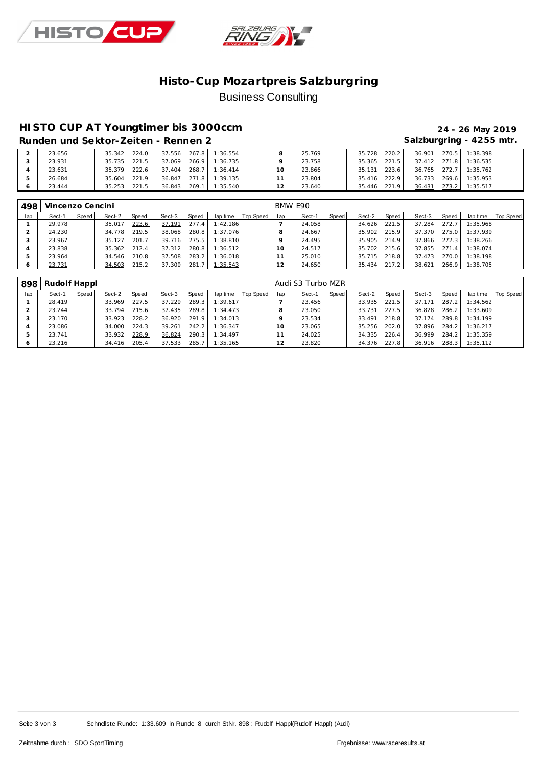# Histo-Cup Mozartpreis Salzburgring

Business Consulting

## HISTO CUP AT Youngtimer bis 3000ccm

**24 - 26 May 2019**

### Runden und Sektor-Zeiten - Rennen 2

**Salzburgring - 4255 mtr.**

| lap | Sect-1 | Speed | Sect-2 | Speed | Sect-3 | Speed | lap time | Top Speed | lap | Sect-1 | Speed | Sect-2 | Speed | Sect-3 | Speed | lap time | Top Speed |
|---|---|---|---|---|---|---|---|---|---|---|---|---|---|---|---|---|---|
| 2 | 23.656 | | 35.342 | 224.0 | 37.556 | 267.8 | 1:36.554 | | 8 | 25.769 | | 35.728 | 220.2 | 36.901 | 270.5 | 1:38.398 | |
| 3 | 23.931 | | 35.735 | 221.5 | 37.069 | 266.9 | 1:36.735 | | 9 | 23.758 | | 35.365 | 221.5 | 37.412 | 271.8 | 1:36.535 | |
| 4 | 23.631 | | 35.379 | 222.6 | 37.404 | 268.7 | 1:36.414 | | 10 | 23.866 | | 35.131 | 223.6 | 36.765 | 272.7 | 1:35.762 | |
| 5 | 26.684 | | 35.604 | 221.9 | 36.847 | 271.8 | 1:39.135 | | 11 | 23.804 | | 35.416 | 222.9 | 36.733 | 269.6 | 1:35.953 | |
| 6 | 23.444 | | 35.253 | 221.5 | 36.843 | 269.1 | 1:35.540 | | 12 | 23.640 | | 35.446 | 221.9 | 36.431 | 273.2 | 1:35.517 | |

### 498 Vincenzo Cencini — BMW E90

| lap | Sect-1 | Speed | Sect-2 | Speed | Sect-3 | Speed | lap time | Top Speed | lap | Sect-1 | Speed | Sect-2 | Speed | Sect-3 | Speed | lap time | Top Speed |
|---|---|---|---|---|---|---|---|---|---|---|---|---|---|---|---|---|---|
| 1 | 29.978 | | 35.017 | 223.6 | 37.191 | 277.4 | 1:42.186 | | 7 | 24.058 | | 34.626 | 221.5 | 37.284 | 272.7 | 1:35.968 | |
| 2 | 24.230 | | 34.778 | 219.5 | 38.068 | 280.8 | 1:37.076 | | 8 | 24.667 | | 35.902 | 215.9 | 37.370 | 275.0 | 1:37.939 | |
| 3 | 23.967 | | 35.127 | 201.7 | 39.716 | 275.5 | 1:38.810 | | 9 | 24.495 | | 35.905 | 214.9 | 37.866 | 272.3 | 1:38.266 | |
| 4 | 23.838 | | 35.362 | 212.4 | 37.312 | 280.8 | 1:36.512 | | 10 | 24.517 | | 35.702 | 215.6 | 37.855 | 271.4 | 1:38.074 | |
| 5 | 23.964 | | 34.546 | 210.8 | 37.508 | 283.2 | 1:36.018 | | 11 | 25.010 | | 35.715 | 218.8 | 37.473 | 270.0 | 1:38.198 | |
| 6 | 23.731 | | 34.503 | 215.2 | 37.309 | 281.7 | 1:35.543 | | 12 | 24.650 | | 35.434 | 217.2 | 38.621 | 266.9 | 1:38.705 | |

### 898 Rudolf Happl — Audi S3 Turbo MZR

| lap | Sect-1 | Speed | Sect-2 | Speed | Sect-3 | Speed | lap time | Top Speed | lap | Sect-1 | Speed | Sect-2 | Speed | Sect-3 | Speed | lap time | Top Speed |
|---|---|---|---|---|---|---|---|---|---|---|---|---|---|---|---|---|---|
| 1 | 28.419 | | 33.969 | 227.5 | 37.229 | 289.3 | 1:39.617 | | 7 | 23.456 | | 33.935 | 221.5 | 37.171 | 287.2 | 1:34.562 | |
| 2 | 23.244 | | 33.794 | 215.6 | 37.435 | 289.8 | 1:34.473 | | 8 | 23.050 | | 33.731 | 227.5 | 36.828 | 286.2 | 1:33.609 | |
| 3 | 23.170 | | 33.923 | 228.2 | 36.920 | 291.9 | 1:34.013 | | 9 | 23.534 | | 33.491 | 218.8 | 37.174 | 289.8 | 1:34.199 | |
| 4 | 23.086 | | 34.000 | 224.3 | 39.261 | 242.2 | 1:36.347 | | 10 | 23.065 | | 35.256 | 202.0 | 37.896 | 284.2 | 1:36.217 | |
| 5 | 23.741 | | 33.932 | 228.9 | 36.824 | 290.3 | 1:34.497 | | 11 | 24.025 | | 34.335 | 226.4 | 36.999 | 284.2 | 1:35.359 | |
| 6 | 23.216 | | 34.416 | 205.4 | 37.533 | 285.7 | 1:35.165 | | 12 | 23.820 | | 34.376 | 227.8 | 36.916 | 288.3 | 1:35.112 | |

Schnellste Runde: 1:33.609 in Runde 8 durch StNr. 898 : Rudolf Happl(Rudolf Happl) (Audi)

Zeitnahme durch : SDO SportTiming

Ergebnisse: www.raceresults.at